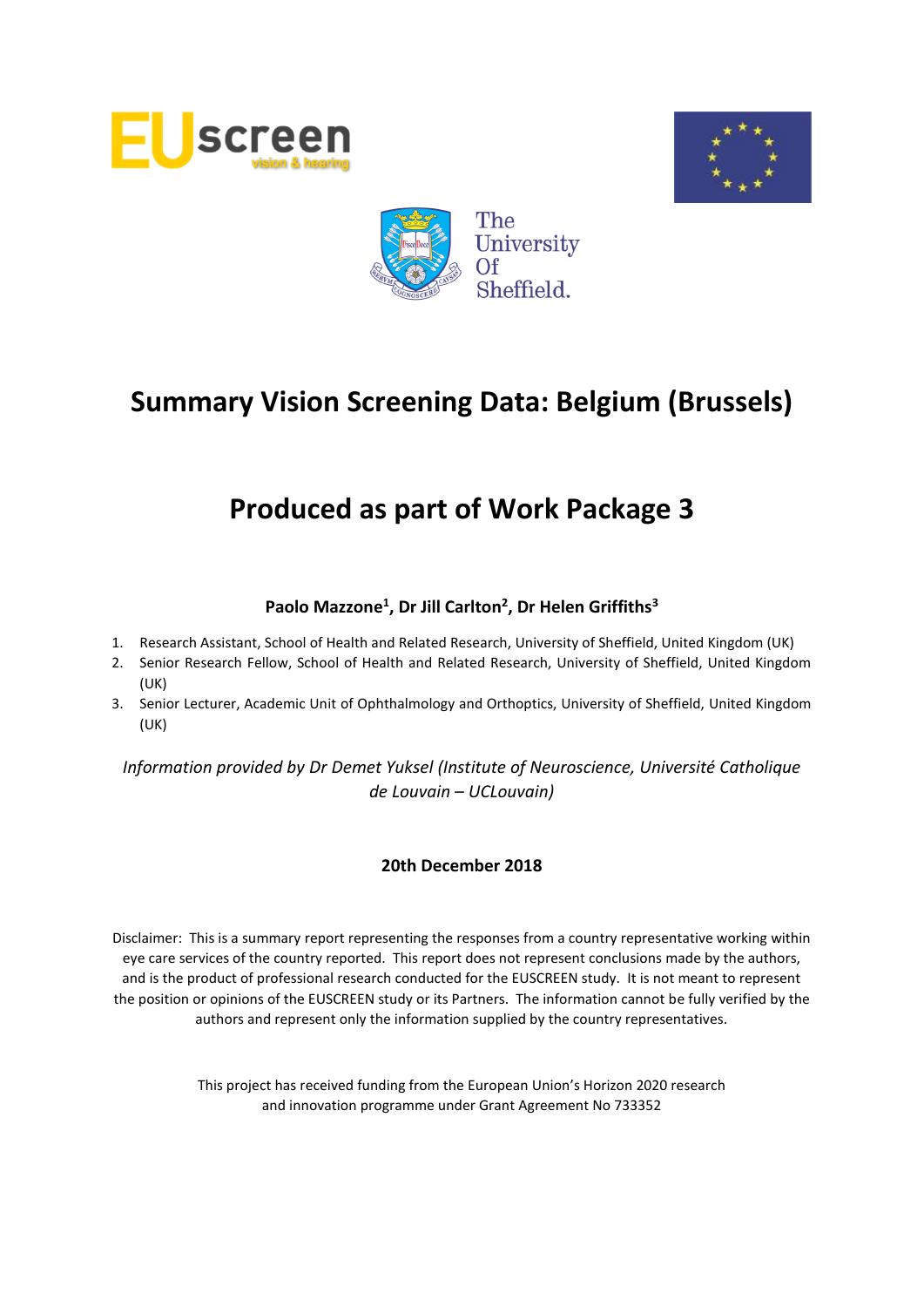# Summary Vision Screening Data: Belgium (Brussels)

# Produced as part of Work Package 3

**Paolo Mazzone[1], Dr Jill Carlton[2], Dr Helen Griffiths[3]**

1. Research Assistant, School of Health and Related Research, University of Sheffield, United Kingdom (UK)
2. Senior Research Fellow, School of Health and Related Research, University of Sheffield, United Kingdom (UK)
3. Senior Lecturer, Academic Unit of Ophthalmology and Orthoptics, University of Sheffield, United Kingdom (UK)

*Information provided by Dr Demet Yuksel (Institute of Neuroscience, Université Catholique de Louvain – UCLouvain)*

**20th December 2018**

Disclaimer: This is a summary report representing the responses from a country representative working within eye care services of the country reported. This report does not represent conclusions made by the authors, and is the product of professional research conducted for the EUSCREEN study. It is not meant to represent the position or opinions of the EUSCREEN study or its Partners. The information cannot be fully verified by the authors and represent only the information supplied by the country representatives.

This project has received funding from the European Union's Horizon 2020 research and innovation programme under Grant Agreement No 733352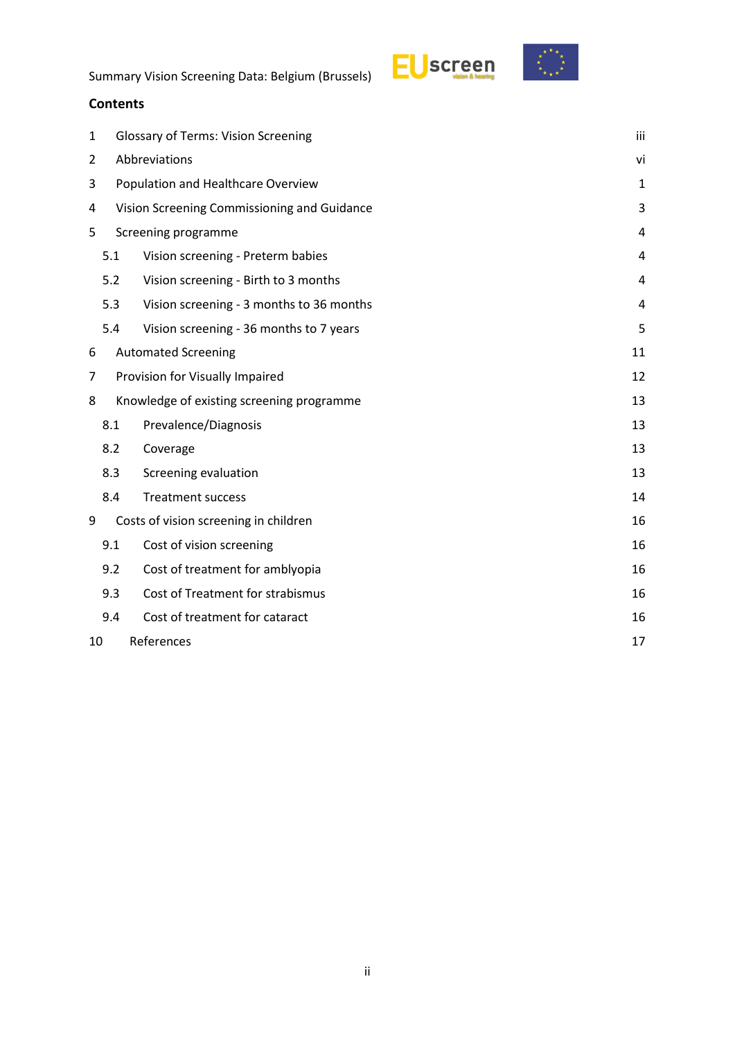## Contents

| | | |
|---|---|---|
| 1 | Glossary of Terms: Vision Screening | iii |
| 2 | Abbreviations | vi |
| 3 | Population and Healthcare Overview | 1 |
| 4 | Vision Screening Commissioning and Guidance | 3 |
| 5 | Screening programme | 4 |
| 5.1 | Vision screening - Preterm babies | 4 |
| 5.2 | Vision screening - Birth to 3 months | 4 |
| 5.3 | Vision screening - 3 months to 36 months | 4 |
| 5.4 | Vision screening - 36 months to 7 years | 5 |
| 6 | Automated Screening | 11 |
| 7 | Provision for Visually Impaired | 12 |
| 8 | Knowledge of existing screening programme | 13 |
| 8.1 | Prevalence/Diagnosis | 13 |
| 8.2 | Coverage | 13 |
| 8.3 | Screening evaluation | 13 |
| 8.4 | Treatment success | 14 |
| 9 | Costs of vision screening in children | 16 |
| 9.1 | Cost of vision screening | 16 |
| 9.2 | Cost of treatment for amblyopia | 16 |
| 9.3 | Cost of Treatment for strabismus | 16 |
| 9.4 | Cost of treatment for cataract | 16 |
| 10 | References | 17 |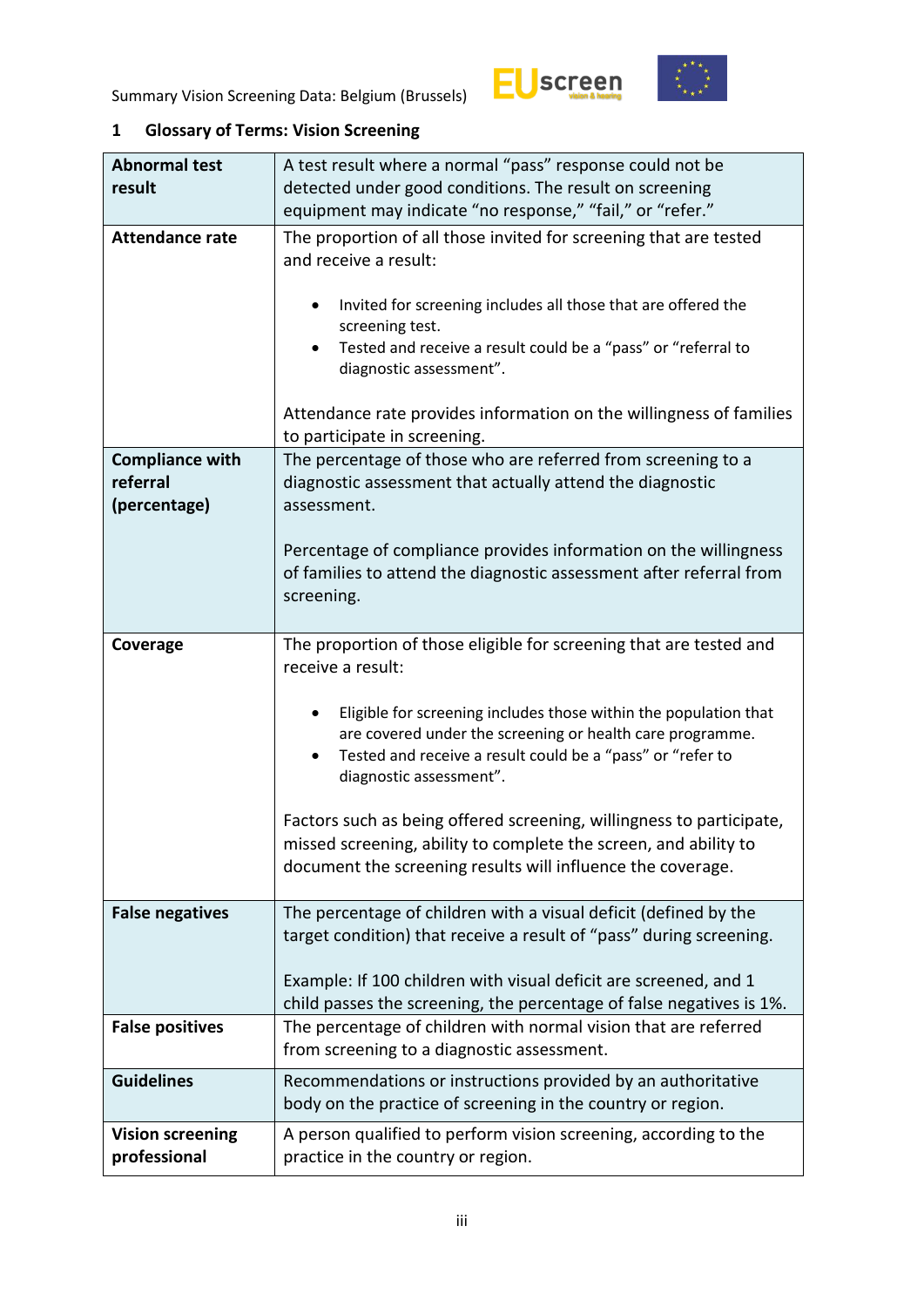## 1 Glossary of Terms: Vision Screening

| | |
|---|---|
| **Abnormal test result** | A test result where a normal "pass" response could not be detected under good conditions. The result on screening equipment may indicate "no response," "fail," or "refer." |
| **Attendance rate** | The proportion of all those invited for screening that are tested and receive a result:<br><br>• Invited for screening includes all those that are offered the screening test.<br>• Tested and receive a result could be a "pass" or "referral to diagnostic assessment".<br><br>Attendance rate provides information on the willingness of families to participate in screening. |
| **Compliance with referral (percentage)** | The percentage of those who are referred from screening to a diagnostic assessment that actually attend the diagnostic assessment.<br><br>Percentage of compliance provides information on the willingness of families to attend the diagnostic assessment after referral from screening. |
| **Coverage** | The proportion of those eligible for screening that are tested and receive a result:<br><br>• Eligible for screening includes those within the population that are covered under the screening or health care programme.<br>• Tested and receive a result could be a "pass" or "refer to diagnostic assessment".<br><br>Factors such as being offered screening, willingness to participate, missed screening, ability to complete the screen, and ability to document the screening results will influence the coverage. |
| **False negatives** | The percentage of children with a visual deficit (defined by the target condition) that receive a result of "pass" during screening.<br><br>Example: If 100 children with visual deficit are screened, and 1 child passes the screening, the percentage of false negatives is 1%. |
| **False positives** | The percentage of children with normal vision that are referred from screening to a diagnostic assessment. |
| **Guidelines** | Recommendations or instructions provided by an authoritative body on the practice of screening in the country or region. |
| **Vision screening professional** | A person qualified to perform vision screening, according to the practice in the country or region. |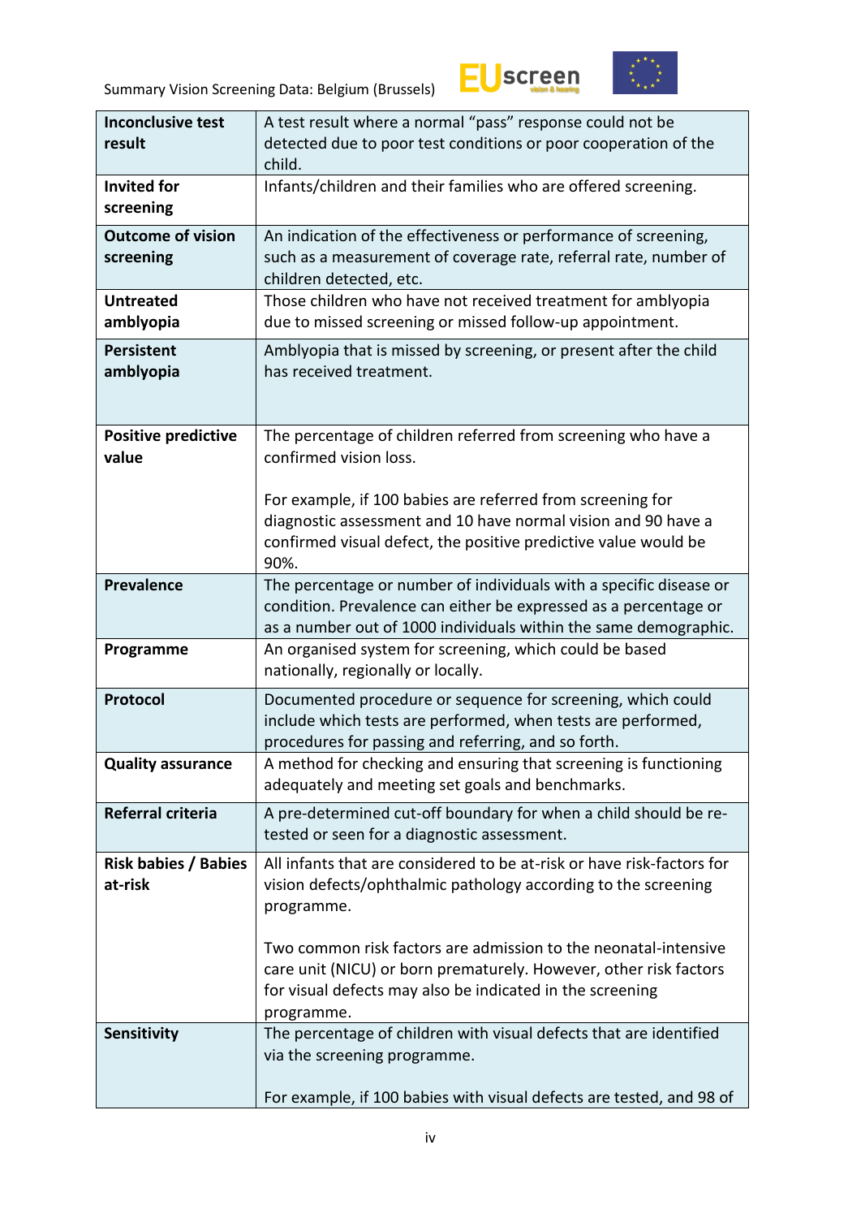| | |
|---|---|
| **Inconclusive test result** | A test result where a normal "pass" response could not be detected due to poor test conditions or poor cooperation of the child. |
| **Invited for screening** | Infants/children and their families who are offered screening. |
| **Outcome of vision screening** | An indication of the effectiveness or performance of screening, such as a measurement of coverage rate, referral rate, number of children detected, etc. |
| **Untreated amblyopia** | Those children who have not received treatment for amblyopia due to missed screening or missed follow-up appointment. |
| **Persistent amblyopia** | Amblyopia that is missed by screening, or present after the child has received treatment. |
| **Positive predictive value** | The percentage of children referred from screening who have a confirmed vision loss.<br><br>For example, if 100 babies are referred from screening for diagnostic assessment and 10 have normal vision and 90 have a confirmed visual defect, the positive predictive value would be 90%. |
| **Prevalence** | The percentage or number of individuals with a specific disease or condition. Prevalence can either be expressed as a percentage or as a number out of 1000 individuals within the same demographic. |
| **Programme** | An organised system for screening, which could be based nationally, regionally or locally. |
| **Protocol** | Documented procedure or sequence for screening, which could include which tests are performed, when tests are performed, procedures for passing and referring, and so forth. |
| **Quality assurance** | A method for checking and ensuring that screening is functioning adequately and meeting set goals and benchmarks. |
| **Referral criteria** | A pre-determined cut-off boundary for when a child should be re-tested or seen for a diagnostic assessment. |
| **Risk babies / Babies at-risk** | All infants that are considered to be at-risk or have risk-factors for vision defects/ophthalmic pathology according to the screening programme.<br><br>Two common risk factors are admission to the neonatal-intensive care unit (NICU) or born prematurely. However, other risk factors for visual defects may also be indicated in the screening programme. |
| **Sensitivity** | The percentage of children with visual defects that are identified via the screening programme.<br><br>For example, if 100 babies with visual defects are tested, and 98 of |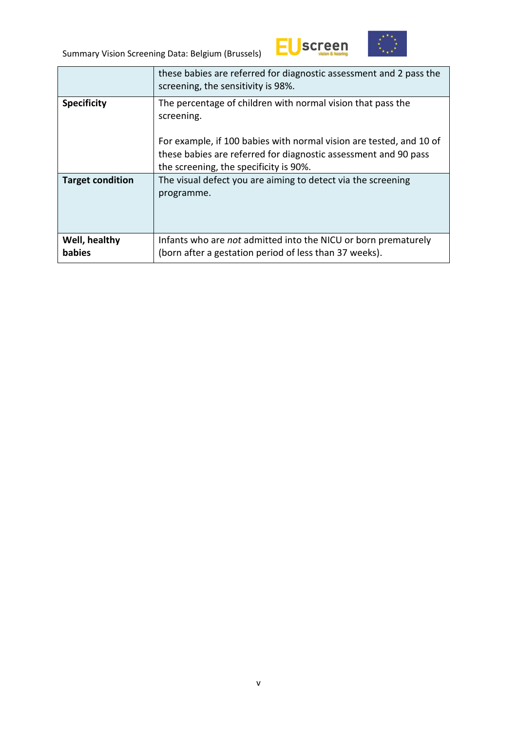| | |
|---|---|
| | these babies are referred for diagnostic assessment and 2 pass the screening, the sensitivity is 98%. |
| **Specificity** | The percentage of children with normal vision that pass the screening.<br><br>For example, if 100 babies with normal vision are tested, and 10 of these babies are referred for diagnostic assessment and 90 pass the screening, the specificity is 90%. |
| **Target condition** | The visual defect you are aiming to detect via the screening programme. |
| **Well, healthy babies** | Infants who are *not* admitted into the NICU or born prematurely (born after a gestation period of less than 37 weeks). |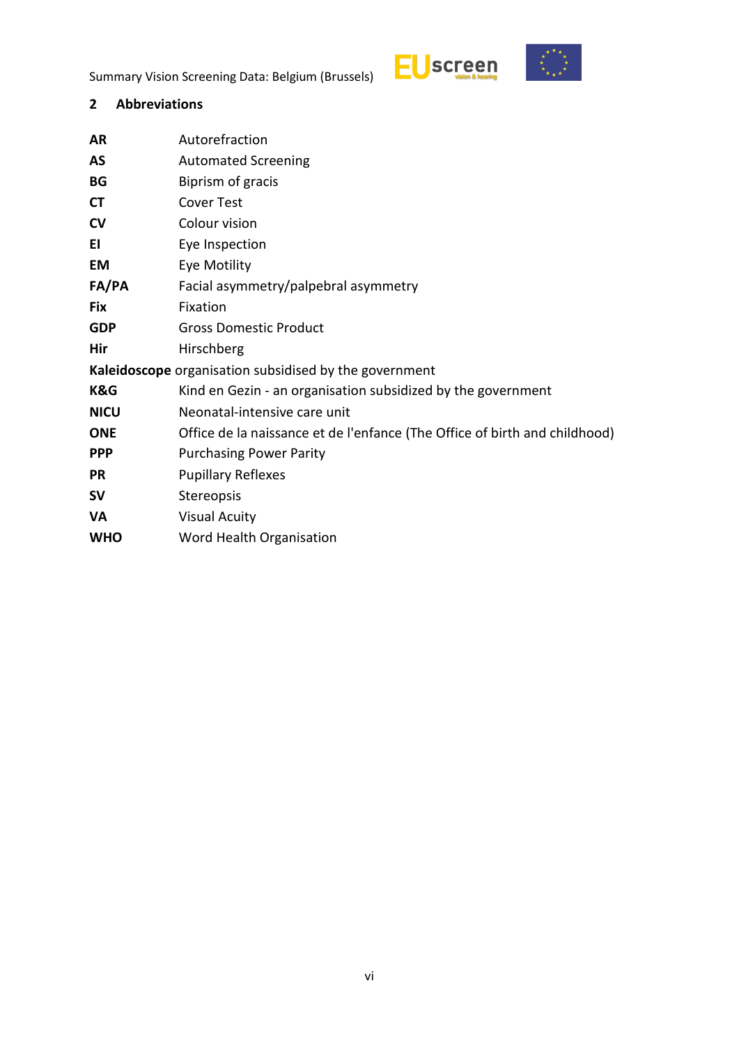## 2 Abbreviations

| | |
|---|---|
| **AR** | Autorefraction |
| **AS** | Automated Screening |
| **BG** | Biprism of gracis |
| **CT** | Cover Test |
| **CV** | Colour vision |
| **EI** | Eye Inspection |
| **EM** | Eye Motility |
| **FA/PA** | Facial asymmetry/palpebral asymmetry |
| **Fix** | Fixation |
| **GDP** | Gross Domestic Product |
| **Hir** | Hirschberg |
| **Kaleidoscope** | organisation subsidised by the government |
| **K&G** | Kind en Gezin - an organisation subsidized by the government |
| **NICU** | Neonatal-intensive care unit |
| **ONE** | Office de la naissance et de l'enfance (The Office of birth and childhood) |
| **PPP** | Purchasing Power Parity |
| **PR** | Pupillary Reflexes |
| **SV** | Stereopsis |
| **VA** | Visual Acuity |
| **WHO** | Word Health Organisation |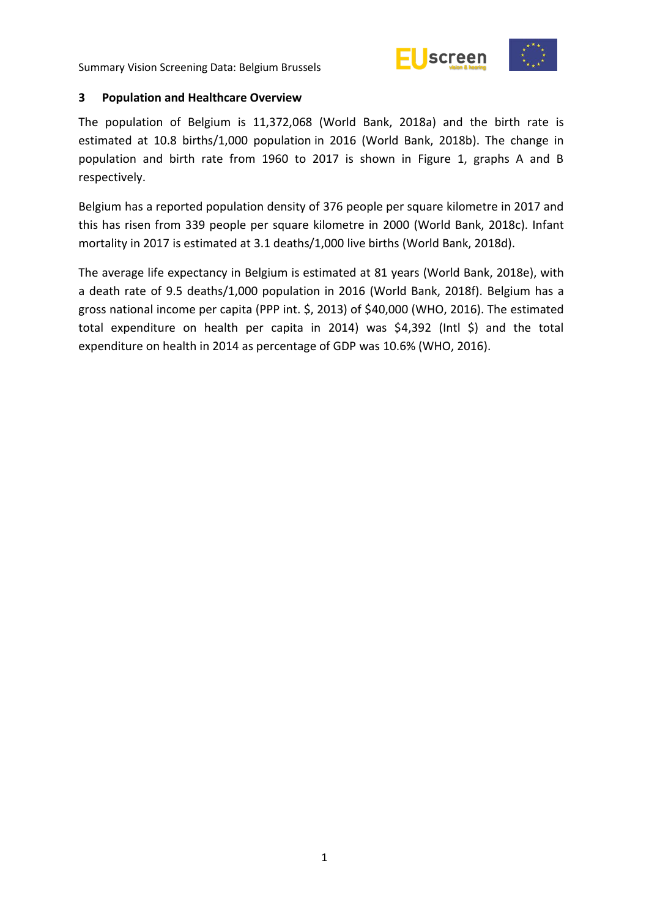## 3 Population and Healthcare Overview

The population of Belgium is 11,372,068 (World Bank, 2018a) and the birth rate is estimated at 10.8 births/1,000 population in 2016 (World Bank, 2018b). The change in population and birth rate from 1960 to 2017 is shown in Figure 1, graphs A and B respectively.

Belgium has a reported population density of 376 people per square kilometre in 2017 and this has risen from 339 people per square kilometre in 2000 (World Bank, 2018c). Infant mortality in 2017 is estimated at 3.1 deaths/1,000 live births (World Bank, 2018d).

The average life expectancy in Belgium is estimated at 81 years (World Bank, 2018e), with a death rate of 9.5 deaths/1,000 population in 2016 (World Bank, 2018f). Belgium has a gross national income per capita (PPP int. $, 2013) of $40,000 (WHO, 2016). The estimated total expenditure on health per capita in 2014) was $4,392 (Intl $) and the total expenditure on health in 2014 as percentage of GDP was 10.6% (WHO, 2016).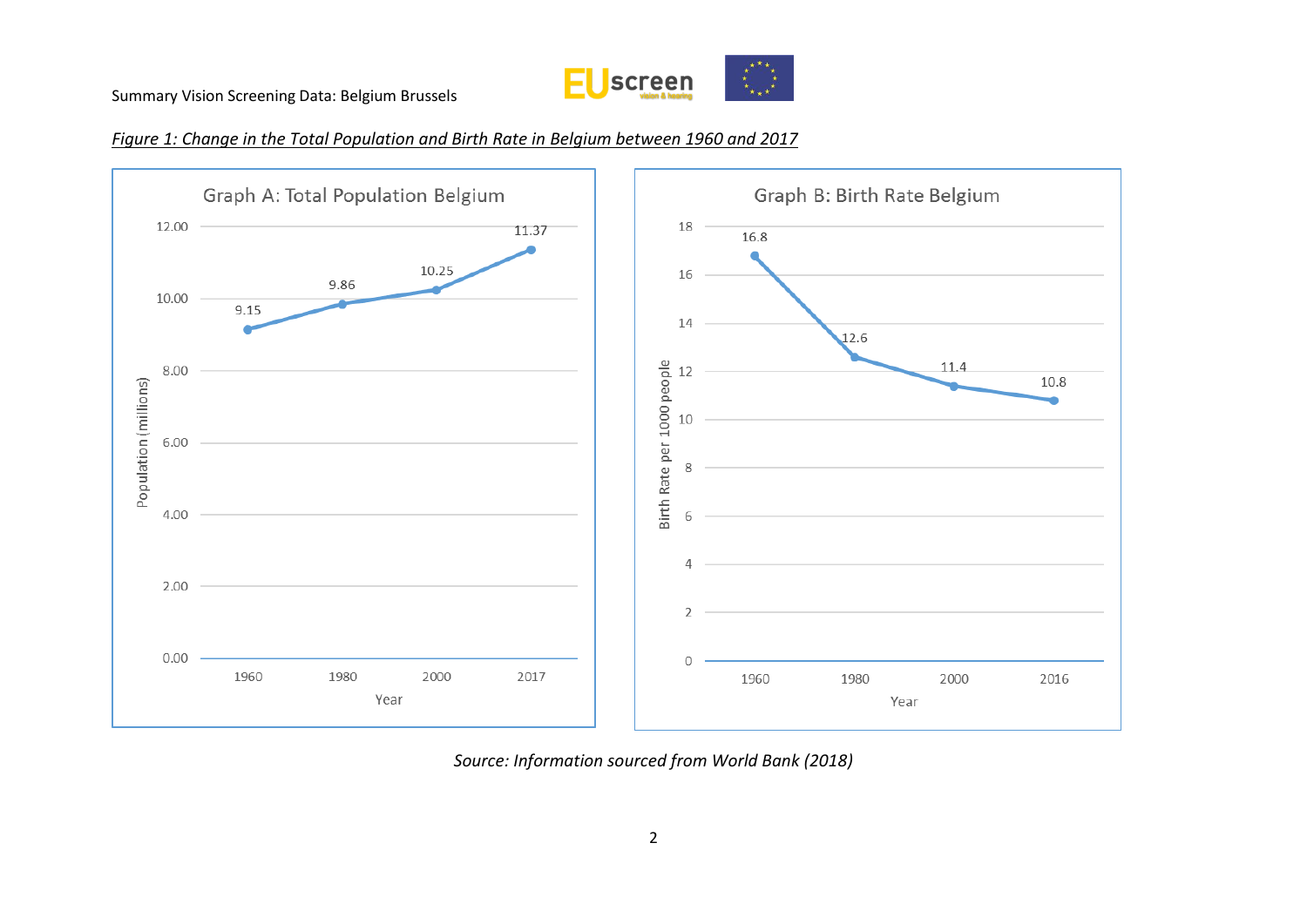*Figure 1: Change in the Total Population and Birth Rate in Belgium between 1960 and 2017*

Graph A: Total Population Belgium

| Year | Population (millions) |
| --- | --- |
| 1960 | 9.15 |
| 1980 | 9.86 |
| 2000 | 10.25 |
| 2017 | 11.37 |

Graph B: Birth Rate Belgium

| Year | Birth Rate per 1000 people |
| --- | --- |
| 1960 | 16.8 |
| 1980 | 12.6 |
| 2000 | 11.4 |
| 2016 | 10.8 |

*Source: Information sourced from World Bank (2018)*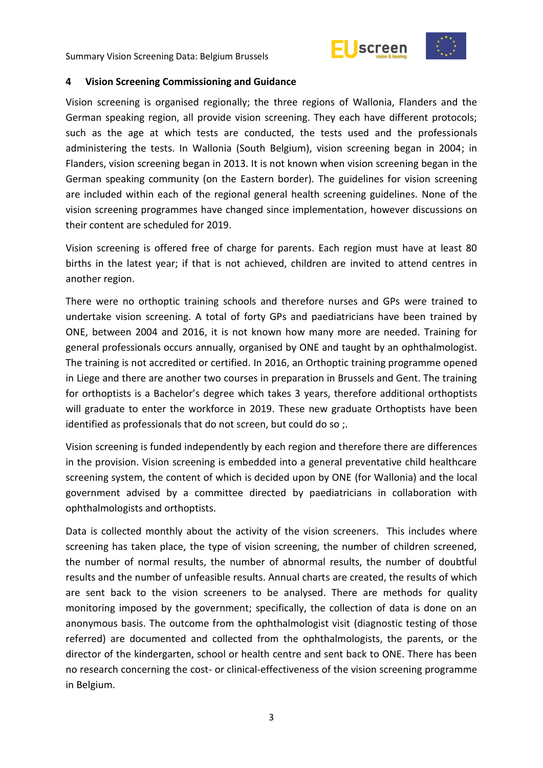## 4 Vision Screening Commissioning and Guidance

Vision screening is organised regionally; the three regions of Wallonia, Flanders and the German speaking region, all provide vision screening. They each have different protocols; such as the age at which tests are conducted, the tests used and the professionals administering the tests. In Wallonia (South Belgium), vision screening began in 2004; in Flanders, vision screening began in 2013. It is not known when vision screening began in the German speaking community (on the Eastern border). The guidelines for vision screening are included within each of the regional general health screening guidelines. None of the vision screening programmes have changed since implementation, however discussions on their content are scheduled for 2019.

Vision screening is offered free of charge for parents. Each region must have at least 80 births in the latest year; if that is not achieved, children are invited to attend centres in another region.

There were no orthoptic training schools and therefore nurses and GPs were trained to undertake vision screening. A total of forty GPs and paediatricians have been trained by ONE, between 2004 and 2016, it is not known how many more are needed. Training for general professionals occurs annually, organised by ONE and taught by an ophthalmologist. The training is not accredited or certified. In 2016, an Orthoptic training programme opened in Liege and there are another two courses in preparation in Brussels and Gent. The training for orthoptists is a Bachelor's degree which takes 3 years, therefore additional orthoptists will graduate to enter the workforce in 2019. These new graduate Orthoptists have been identified as professionals that do not screen, but could do so ;.

Vision screening is funded independently by each region and therefore there are differences in the provision. Vision screening is embedded into a general preventative child healthcare screening system, the content of which is decided upon by ONE (for Wallonia) and the local government advised by a committee directed by paediatricians in collaboration with ophthalmologists and orthoptists.

Data is collected monthly about the activity of the vision screeners. This includes where screening has taken place, the type of vision screening, the number of children screened, the number of normal results, the number of abnormal results, the number of doubtful results and the number of unfeasible results. Annual charts are created, the results of which are sent back to the vision screeners to be analysed. There are methods for quality monitoring imposed by the government; specifically, the collection of data is done on an anonymous basis. The outcome from the ophthalmologist visit (diagnostic testing of those referred) are documented and collected from the ophthalmologists, the parents, or the director of the kindergarten, school or health centre and sent back to ONE. There has been no research concerning the cost- or clinical-effectiveness of the vision screening programme in Belgium.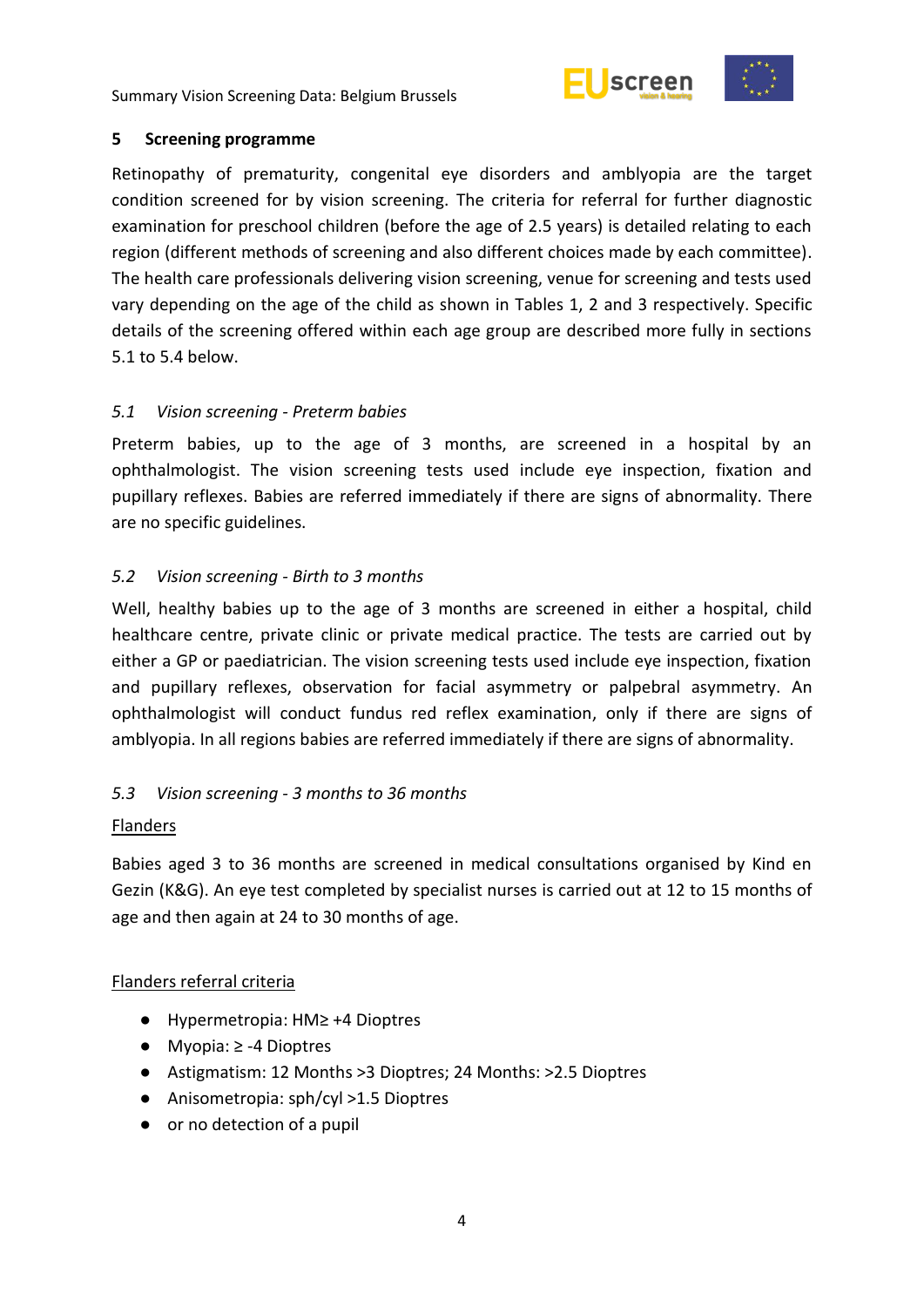## 5 Screening programme

Retinopathy of prematurity, congenital eye disorders and amblyopia are the target condition screened for by vision screening. The criteria for referral for further diagnostic examination for preschool children (before the age of 2.5 years) is detailed relating to each region (different methods of screening and also different choices made by each committee). The health care professionals delivering vision screening, venue for screening and tests used vary depending on the age of the child as shown in Tables 1, 2 and 3 respectively. Specific details of the screening offered within each age group are described more fully in sections 5.1 to 5.4 below.

### *5.1 Vision screening - Preterm babies*

Preterm babies, up to the age of 3 months, are screened in a hospital by an ophthalmologist. The vision screening tests used include eye inspection, fixation and pupillary reflexes. Babies are referred immediately if there are signs of abnormality. There are no specific guidelines.

### *5.2 Vision screening - Birth to 3 months*

Well, healthy babies up to the age of 3 months are screened in either a hospital, child healthcare centre, private clinic or private medical practice. The tests are carried out by either a GP or paediatrician. The vision screening tests used include eye inspection, fixation and pupillary reflexes, observation for facial asymmetry or palpebral asymmetry. An ophthalmologist will conduct fundus red reflex examination, only if there are signs of amblyopia. In all regions babies are referred immediately if there are signs of abnormality.

### *5.3 Vision screening - 3 months to 36 months*

<u>Flanders</u>

Babies aged 3 to 36 months are screened in medical consultations organised by Kind en Gezin (K&G). An eye test completed by specialist nurses is carried out at 12 to 15 months of age and then again at 24 to 30 months of age.

<u>Flanders referral criteria</u>

- Hypermetropia: HM≥ +4 Dioptres
- Myopia: ≥ -4 Dioptres
- Astigmatism: 12 Months >3 Dioptres; 24 Months: >2.5 Dioptres
- Anisometropia: sph/cyl >1.5 Dioptres
- or no detection of a pupil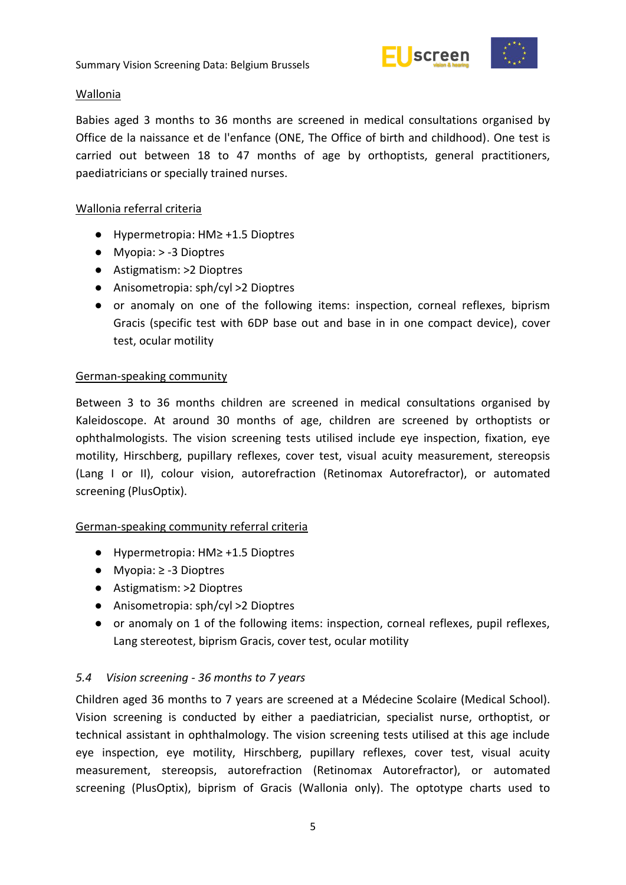Wallonia

Babies aged 3 months to 36 months are screened in medical consultations organised by Office de la naissance et de l'enfance (ONE, The Office of birth and childhood). One test is carried out between 18 to 47 months of age by orthoptists, general practitioners, paediatricians or specially trained nurses.

Wallonia referral criteria

- Hypermetropia: HM≥ +1.5 Dioptres
- Myopia: > -3 Dioptres
- Astigmatism: >2 Dioptres
- Anisometropia: sph/cyl >2 Dioptres
- or anomaly on one of the following items: inspection, corneal reflexes, biprism Gracis (specific test with 6DP base out and base in in one compact device), cover test, ocular motility

German-speaking community

Between 3 to 36 months children are screened in medical consultations organised by Kaleidoscope. At around 30 months of age, children are screened by orthoptists or ophthalmologists. The vision screening tests utilised include eye inspection, fixation, eye motility, Hirschberg, pupillary reflexes, cover test, visual acuity measurement, stereopsis (Lang I or II), colour vision, autorefraction (Retinomax Autorefractor), or automated screening (PlusOptix).

German-speaking community referral criteria

- Hypermetropia: HM≥ +1.5 Dioptres
- Myopia: ≥ -3 Dioptres
- Astigmatism: >2 Dioptres
- Anisometropia: sph/cyl >2 Dioptres
- or anomaly on 1 of the following items: inspection, corneal reflexes, pupil reflexes, Lang stereotest, biprism Gracis, cover test, ocular motility

### *5.4 Vision screening - 36 months to 7 years*

Children aged 36 months to 7 years are screened at a Médecine Scolaire (Medical School). Vision screening is conducted by either a paediatrician, specialist nurse, orthoptist, or technical assistant in ophthalmology. The vision screening tests utilised at this age include eye inspection, eye motility, Hirschberg, pupillary reflexes, cover test, visual acuity measurement, stereopsis, autorefraction (Retinomax Autorefractor), or automated screening (PlusOptix), biprism of Gracis (Wallonia only). The optotype charts used to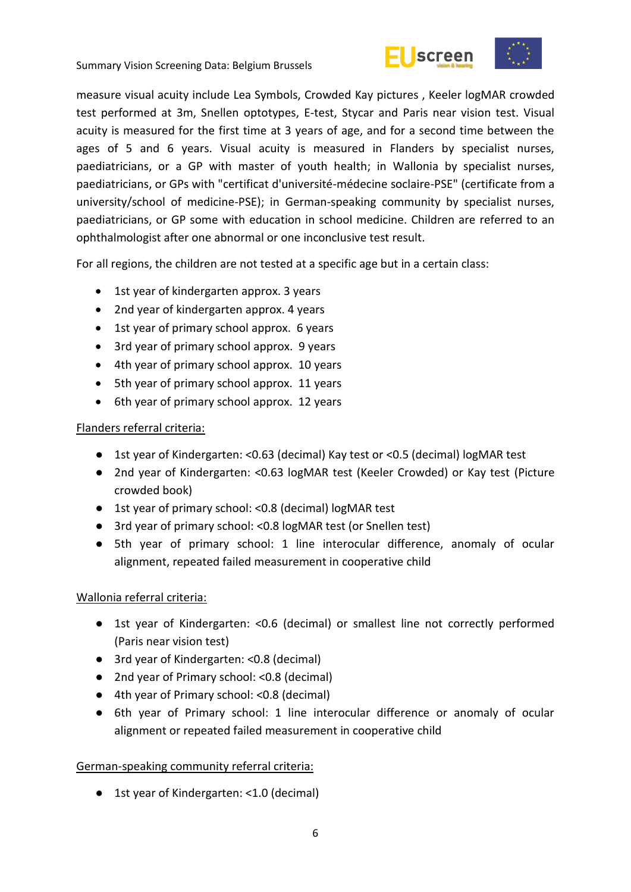measure visual acuity include Lea Symbols, Crowded Kay pictures , Keeler logMAR crowded test performed at 3m, Snellen optotypes, E-test, Stycar and Paris near vision test. Visual acuity is measured for the first time at 3 years of age, and for a second time between the ages of 5 and 6 years. Visual acuity is measured in Flanders by specialist nurses, paediatricians, or a GP with master of youth health; in Wallonia by specialist nurses, paediatricians, or GPs with "certificat d'université-médecine soclaire-PSE" (certificate from a university/school of medicine-PSE); in German-speaking community by specialist nurses, paediatricians, or GP some with education in school medicine. Children are referred to an ophthalmologist after one abnormal or one inconclusive test result.

For all regions, the children are not tested at a specific age but in a certain class:

- 1st year of kindergarten approx. 3 years
- 2nd year of kindergarten approx. 4 years
- 1st year of primary school approx. 6 years
- 3rd year of primary school approx. 9 years
- 4th year of primary school approx. 10 years
- 5th year of primary school approx. 11 years
- 6th year of primary school approx. 12 years

Flanders referral criteria:

- 1st year of Kindergarten: <0.63 (decimal) Kay test or <0.5 (decimal) logMAR test
- 2nd year of Kindergarten: <0.63 logMAR test (Keeler Crowded) or Kay test (Picture crowded book)
- 1st year of primary school: <0.8 (decimal) logMAR test
- 3rd year of primary school: <0.8 logMAR test (or Snellen test)
- 5th year of primary school: 1 line interocular difference, anomaly of ocular alignment, repeated failed measurement in cooperative child

Wallonia referral criteria:

- 1st year of Kindergarten: <0.6 (decimal) or smallest line not correctly performed (Paris near vision test)
- 3rd year of Kindergarten: <0.8 (decimal)
- 2nd year of Primary school: <0.8 (decimal)
- 4th year of Primary school: <0.8 (decimal)
- 6th year of Primary school: 1 line interocular difference or anomaly of ocular alignment or repeated failed measurement in cooperative child

German-speaking community referral criteria:

- 1st year of Kindergarten: <1.0 (decimal)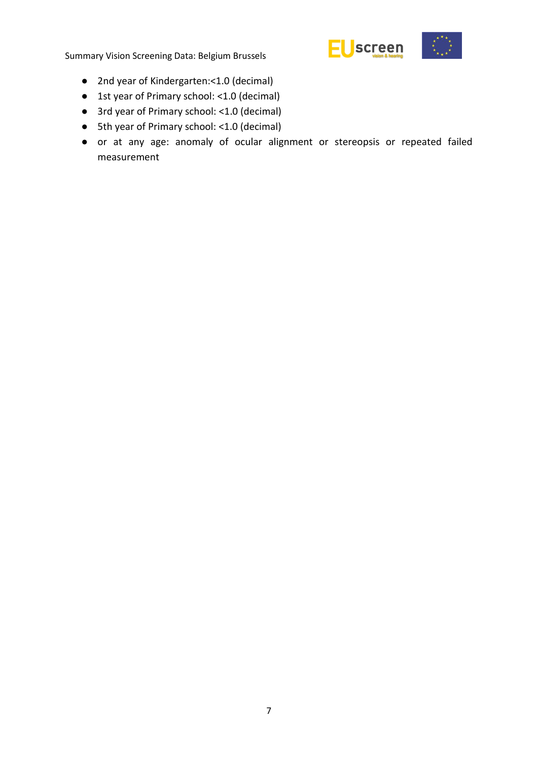- 2nd year of Kindergarten:<1.0 (decimal)
- 1st year of Primary school: <1.0 (decimal)
- 3rd year of Primary school: <1.0 (decimal)
- 5th year of Primary school: <1.0 (decimal)
- or at any age: anomaly of ocular alignment or stereopsis or repeated failed measurement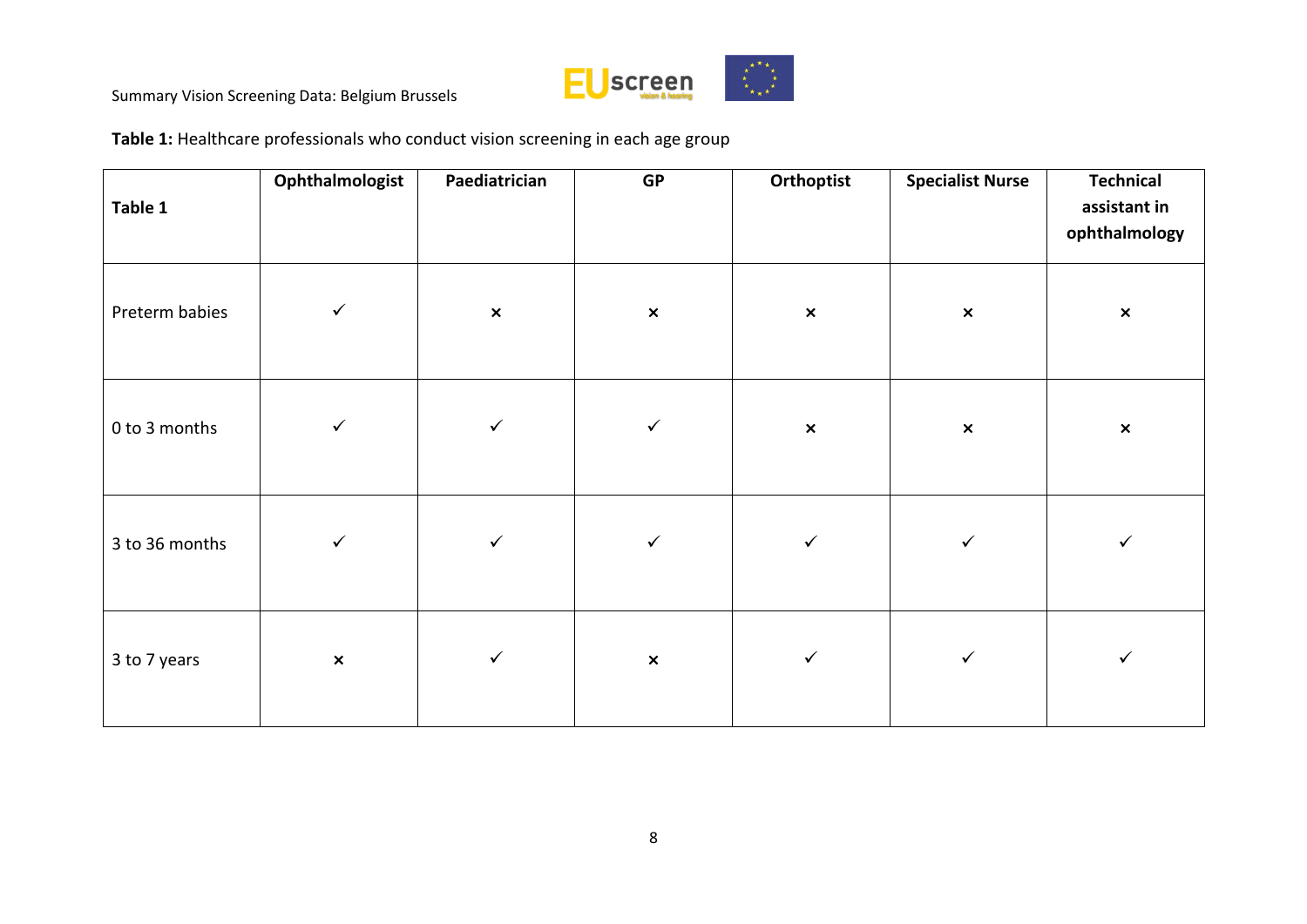**Table 1:** Healthcare professionals who conduct vision screening in each age group

| Table 1 | Ophthalmologist | Paediatrician | GP | Orthoptist | Specialist Nurse | Technical assistant in ophthalmology |
|---|---|---|---|---|---|---|
| Preterm babies | ✓ | × | × | × | × | × |
| 0 to 3 months | ✓ | ✓ | ✓ | × | × | × |
| 3 to 36 months | ✓ | ✓ | ✓ | ✓ | ✓ | ✓ |
| 3 to 7 years | × | ✓ | × | ✓ | ✓ | ✓ |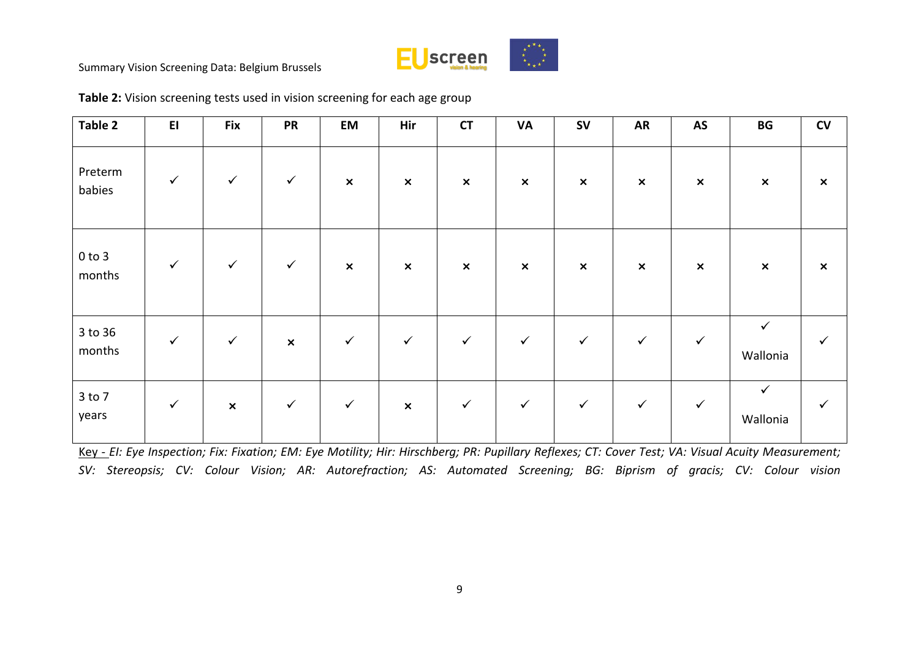**Table 2:** Vision screening tests used in vision screening for each age group

| Table 2 | EI | Fix | PR | EM | Hir | CT | VA | SV | AR | AS | BG | CV |
|---|---|---|---|---|---|---|---|---|---|---|---|---|
| Preterm babies | ✓ | ✓ | ✓ | × | × | × | × | × | × | × | × | × |
| 0 to 3 months | ✓ | ✓ | ✓ | × | × | × | × | × | × | × | × | × |
| 3 to 36 months | ✓ | ✓ | × | ✓ | ✓ | ✓ | ✓ | ✓ | ✓ | ✓ | ✓ Wallonia | ✓ |
| 3 to 7 years | ✓ | × | ✓ | ✓ | × | ✓ | ✓ | ✓ | ✓ | ✓ | ✓ Wallonia | ✓ |

Key - *EI: Eye Inspection; Fix: Fixation; EM: Eye Motility; Hir: Hirschberg; PR: Pupillary Reflexes; CT: Cover Test; VA: Visual Acuity Measurement; SV: Stereopsis; CV: Colour Vision; AR: Autorefraction; AS: Automated Screening; BG: Biprism of gracis; CV: Colour vision*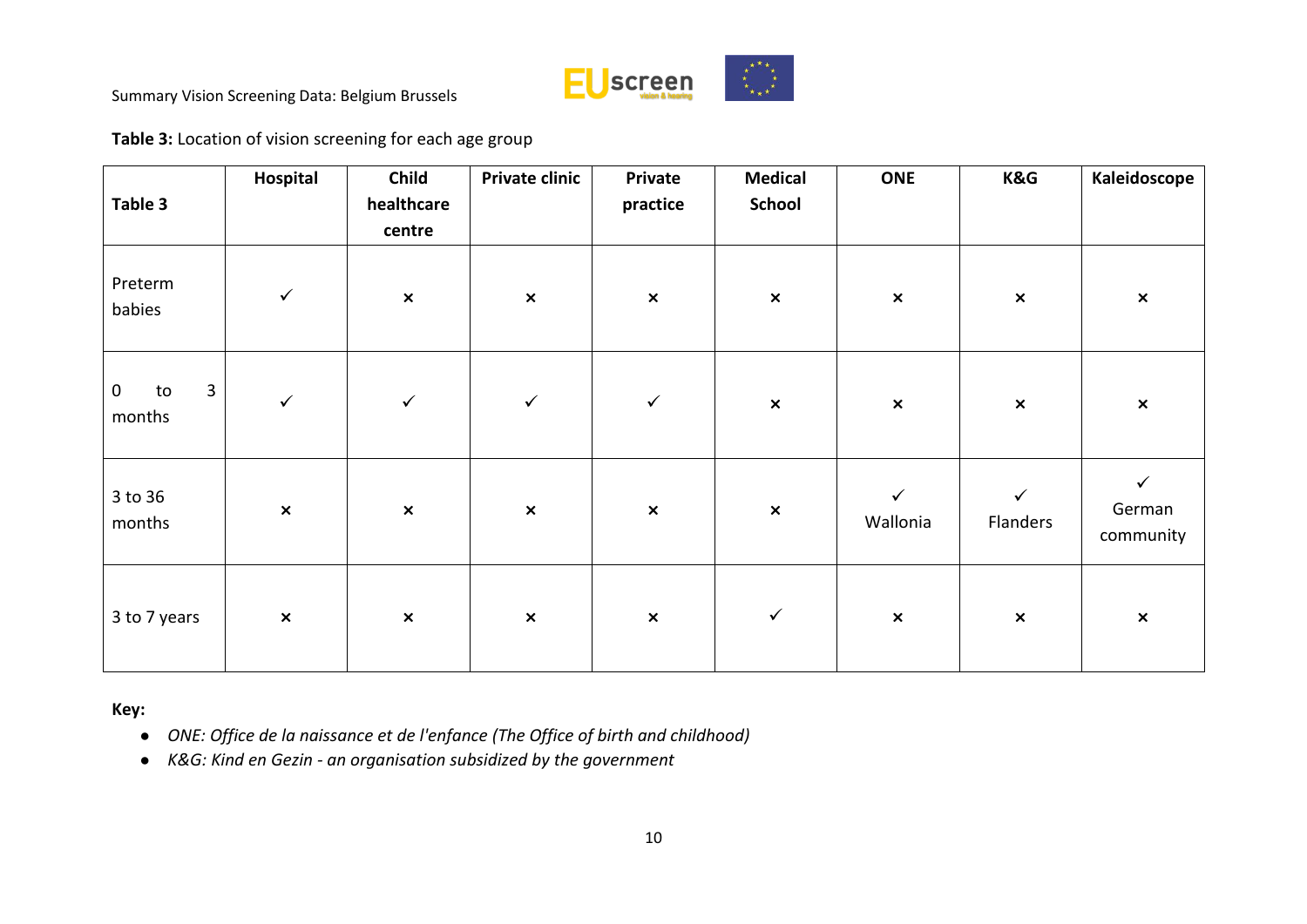**Table 3:** Location of vision screening for each age group

| Table 3 | Hospital | Child healthcare centre | Private clinic | Private practice | Medical School | ONE | K&G | Kaleidoscope |
| --- | --- | --- | --- | --- | --- | --- | --- | --- |
| Preterm babies | ✓ | × | × | × | × | × | × | × |
| 0 to 3 months | ✓ | ✓ | ✓ | ✓ | × | × | × | × |
| 3 to 36 months | × | × | × | × | × | ✓ Wallonia | ✓ Flanders | ✓ German community |
| 3 to 7 years | × | × | × | × | ✓ | × | × | × |

**Key:**

- *ONE: Office de la naissance et de l'enfance (The Office of birth and childhood)*
- *K&G: Kind en Gezin - an organisation subsidized by the government*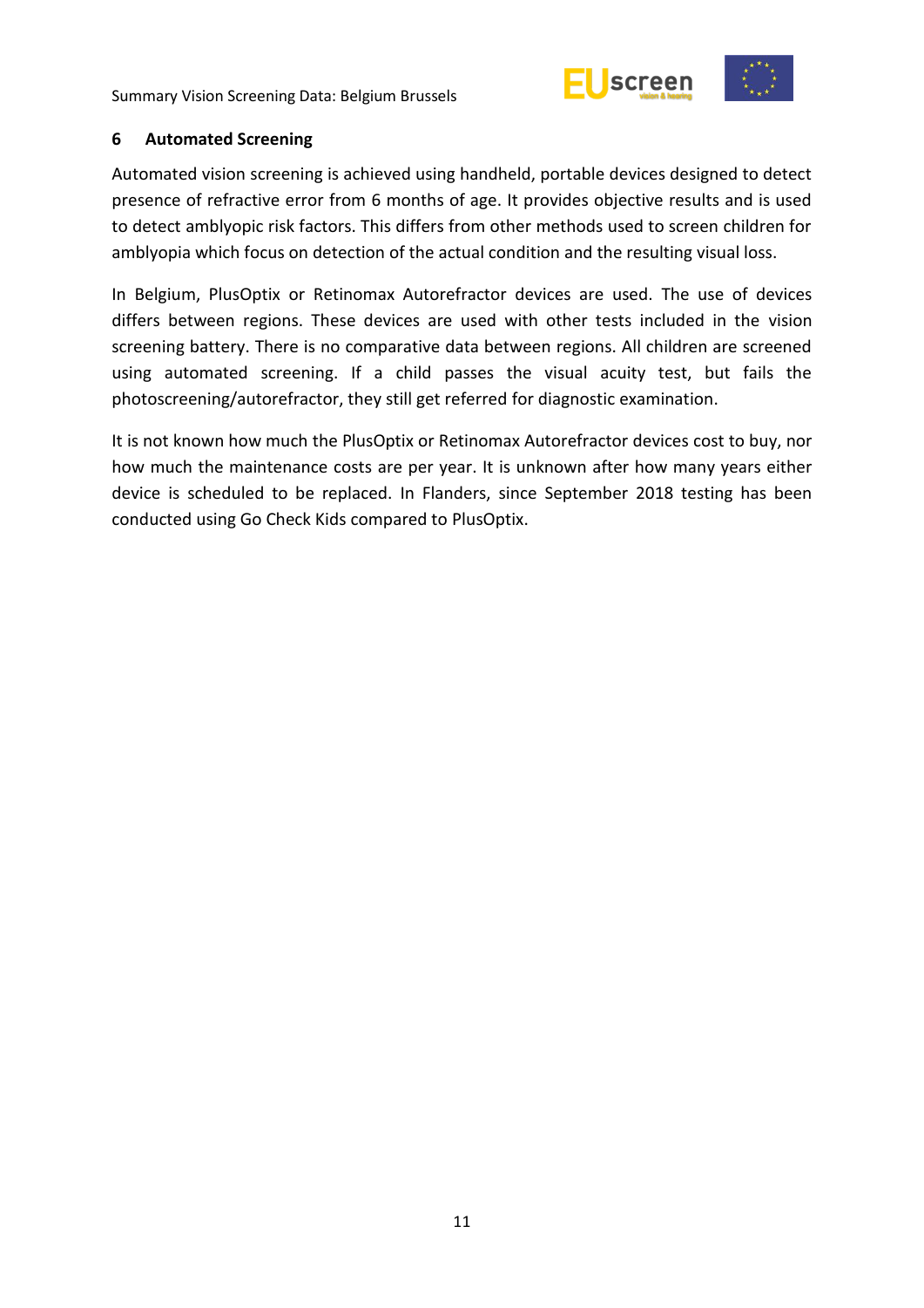## 6 Automated Screening

Automated vision screening is achieved using handheld, portable devices designed to detect presence of refractive error from 6 months of age. It provides objective results and is used to detect amblyopic risk factors. This differs from other methods used to screen children for amblyopia which focus on detection of the actual condition and the resulting visual loss.

In Belgium, PlusOptix or Retinomax Autorefractor devices are used. The use of devices differs between regions. These devices are used with other tests included in the vision screening battery. There is no comparative data between regions. All children are screened using automated screening. If a child passes the visual acuity test, but fails the photoscreening/autorefractor, they still get referred for diagnostic examination.

It is not known how much the PlusOptix or Retinomax Autorefractor devices cost to buy, nor how much the maintenance costs are per year. It is unknown after how many years either device is scheduled to be replaced. In Flanders, since September 2018 testing has been conducted using Go Check Kids compared to PlusOptix.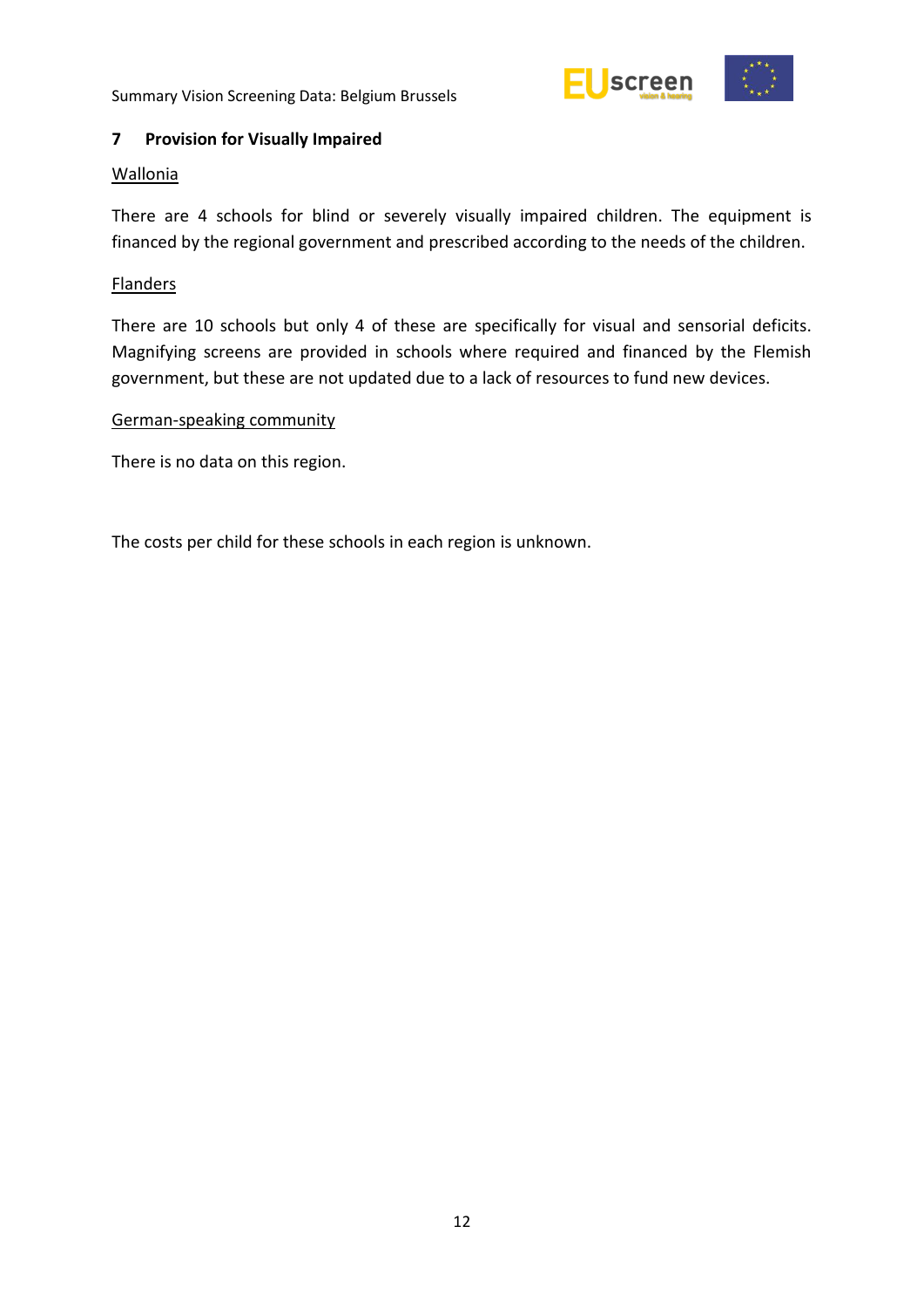## 7 Provision for Visually Impaired

Wallonia

There are 4 schools for blind or severely visually impaired children. The equipment is financed by the regional government and prescribed according to the needs of the children.

Flanders

There are 10 schools but only 4 of these are specifically for visual and sensorial deficits. Magnifying screens are provided in schools where required and financed by the Flemish government, but these are not updated due to a lack of resources to fund new devices.

German-speaking community

There is no data on this region.

The costs per child for these schools in each region is unknown.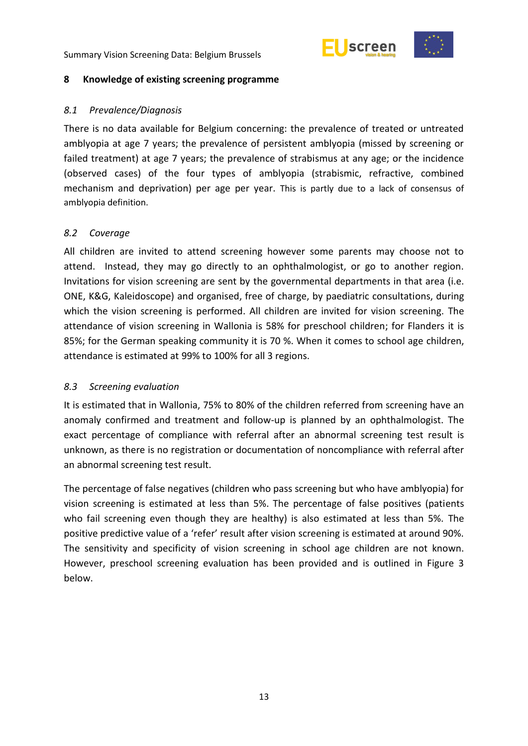## 8 Knowledge of existing screening programme

### *8.1 Prevalence/Diagnosis*

There is no data available for Belgium concerning: the prevalence of treated or untreated amblyopia at age 7 years; the prevalence of persistent amblyopia (missed by screening or failed treatment) at age 7 years; the prevalence of strabismus at any age; or the incidence (observed cases) of the four types of amblyopia (strabismic, refractive, combined mechanism and deprivation) per age per year. This is partly due to a lack of consensus of amblyopia definition.

### *8.2 Coverage*

All children are invited to attend screening however some parents may choose not to attend. Instead, they may go directly to an ophthalmologist, or go to another region. Invitations for vision screening are sent by the governmental departments in that area (i.e. ONE, K&G, Kaleidoscope) and organised, free of charge, by paediatric consultations, during which the vision screening is performed. All children are invited for vision screening. The attendance of vision screening in Wallonia is 58% for preschool children; for Flanders it is 85%; for the German speaking community it is 70 %. When it comes to school age children, attendance is estimated at 99% to 100% for all 3 regions.

### *8.3 Screening evaluation*

It is estimated that in Wallonia, 75% to 80% of the children referred from screening have an anomaly confirmed and treatment and follow-up is planned by an ophthalmologist. The exact percentage of compliance with referral after an abnormal screening test result is unknown, as there is no registration or documentation of noncompliance with referral after an abnormal screening test result.

The percentage of false negatives (children who pass screening but who have amblyopia) for vision screening is estimated at less than 5%. The percentage of false positives (patients who fail screening even though they are healthy) is also estimated at less than 5%. The positive predictive value of a 'refer' result after vision screening is estimated at around 90%. The sensitivity and specificity of vision screening in school age children are not known. However, preschool screening evaluation has been provided and is outlined in Figure 3 below.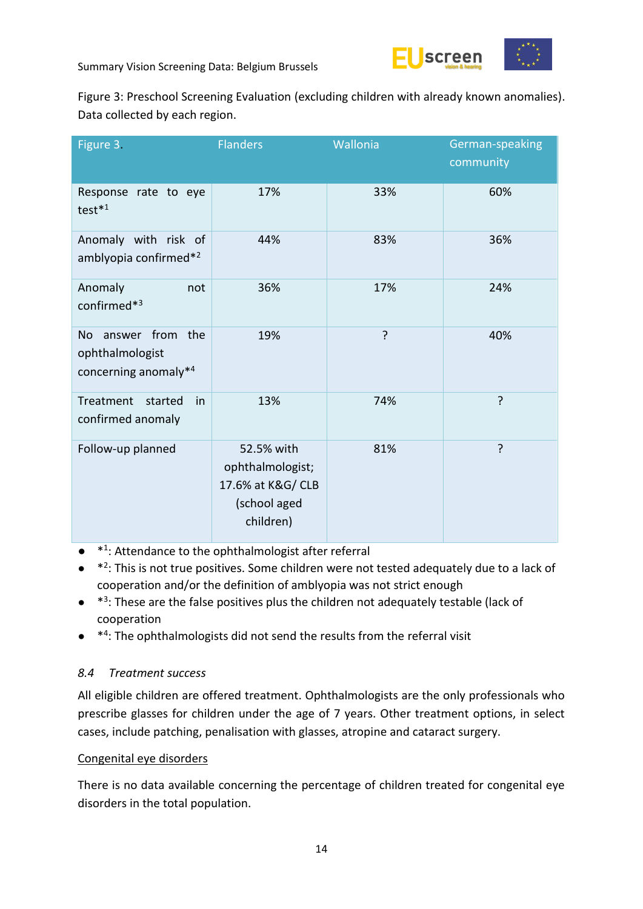Figure 3: Preschool Screening Evaluation (excluding children with already known anomalies). Data collected by each region.

| Figure 3. | Flanders | Wallonia | German-speaking community |
|---|---|---|---|
| Response rate to eye test*[1] | 17% | 33% | 60% |
| Anomaly with risk of amblyopia confirmed*[2] | 44% | 83% | 36% |
| Anomaly not confirmed*[3] | 36% | 17% | 24% |
| No answer from the ophthalmologist concerning anomaly*[4] | 19% | ? | 40% |
| Treatment started in confirmed anomaly | 13% | 74% | ? |
| Follow-up planned | 52.5% with ophthalmologist; 17.6% at K&G/ CLB (school aged children) | 81% | ? |

- *[1]: Attendance to the ophthalmologist after referral
- *[2]: This is not true positives. Some children were not tested adequately due to a lack of cooperation and/or the definition of amblyopia was not strict enough
- *[3]: These are the false positives plus the children not adequately testable (lack of cooperation
- *[4]: The ophthalmologists did not send the results from the referral visit

### *8.4 Treatment success*

All eligible children are offered treatment. Ophthalmologists are the only professionals who prescribe glasses for children under the age of 7 years. Other treatment options, in select cases, include patching, penalisation with glasses, atropine and cataract surgery.

Congenital eye disorders

There is no data available concerning the percentage of children treated for congenital eye disorders in the total population.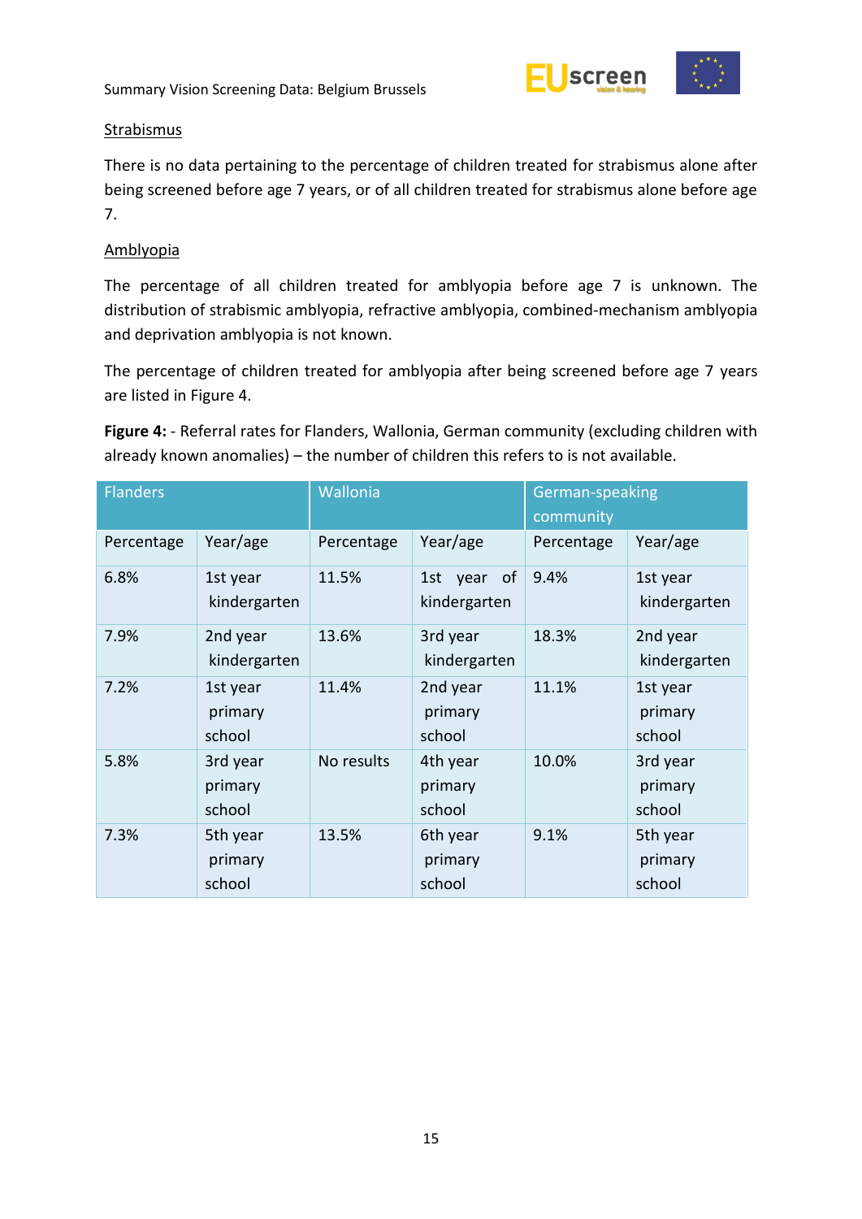## Strabismus

There is no data pertaining to the percentage of children treated for strabismus alone after being screened before age 7 years, or of all children treated for strabismus alone before age 7.

## Amblyopia

The percentage of all children treated for amblyopia before age 7 is unknown. The distribution of strabismic amblyopia, refractive amblyopia, combined-mechanism amblyopia and deprivation amblyopia is not known.

The percentage of children treated for amblyopia after being screened before age 7 years are listed in Figure 4.

**Figure 4:** - Referral rates for Flanders, Wallonia, German community (excluding children with already known anomalies) – the number of children this refers to is not available.

| Flanders | | Wallonia | | German-speaking community | |
|---|---|---|---|---|---|
| Percentage | Year/age | Percentage | Year/age | Percentage | Year/age |
| 6.8% | 1st year kindergarten | 11.5% | 1st year of kindergarten | 9.4% | 1st year kindergarten |
| 7.9% | 2nd year kindergarten | 13.6% | 3rd year kindergarten | 18.3% | 2nd year kindergarten |
| 7.2% | 1st year primary school | 11.4% | 2nd year primary school | 11.1% | 1st year primary school |
| 5.8% | 3rd year primary school | No results | 4th year primary school | 10.0% | 3rd year primary school |
| 7.3% | 5th year primary school | 13.5% | 6th year primary school | 9.1% | 5th year primary school |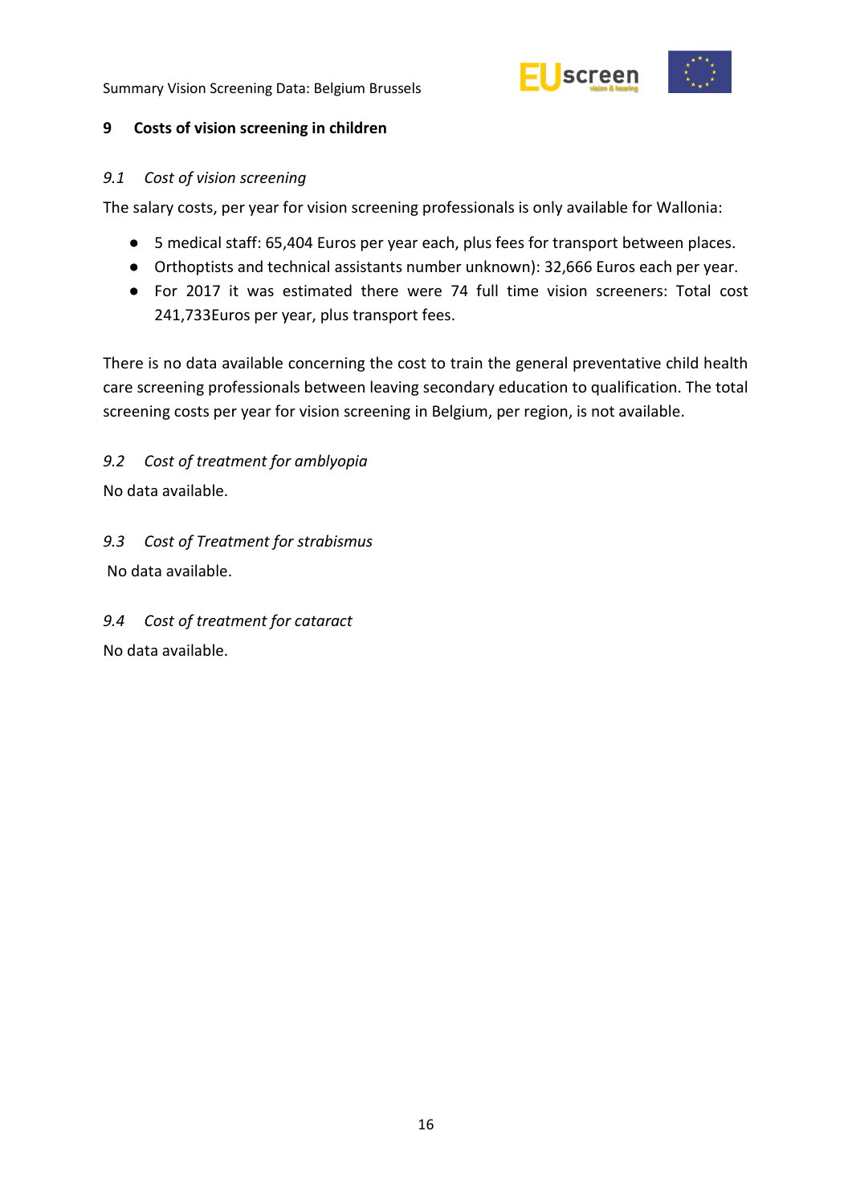## 9 Costs of vision screening in children

### *9.1 Cost of vision screening*

The salary costs, per year for vision screening professionals is only available for Wallonia:

- 5 medical staff: 65,404 Euros per year each, plus fees for transport between places.
- Orthoptists and technical assistants number unknown): 32,666 Euros each per year.
- For 2017 it was estimated there were 74 full time vision screeners: Total cost 241,733Euros per year, plus transport fees.

There is no data available concerning the cost to train the general preventative child health care screening professionals between leaving secondary education to qualification. The total screening costs per year for vision screening in Belgium, per region, is not available.

### *9.2 Cost of treatment for amblyopia*

No data available.

### *9.3 Cost of Treatment for strabismus*

No data available.

### *9.4 Cost of treatment for cataract*

No data available.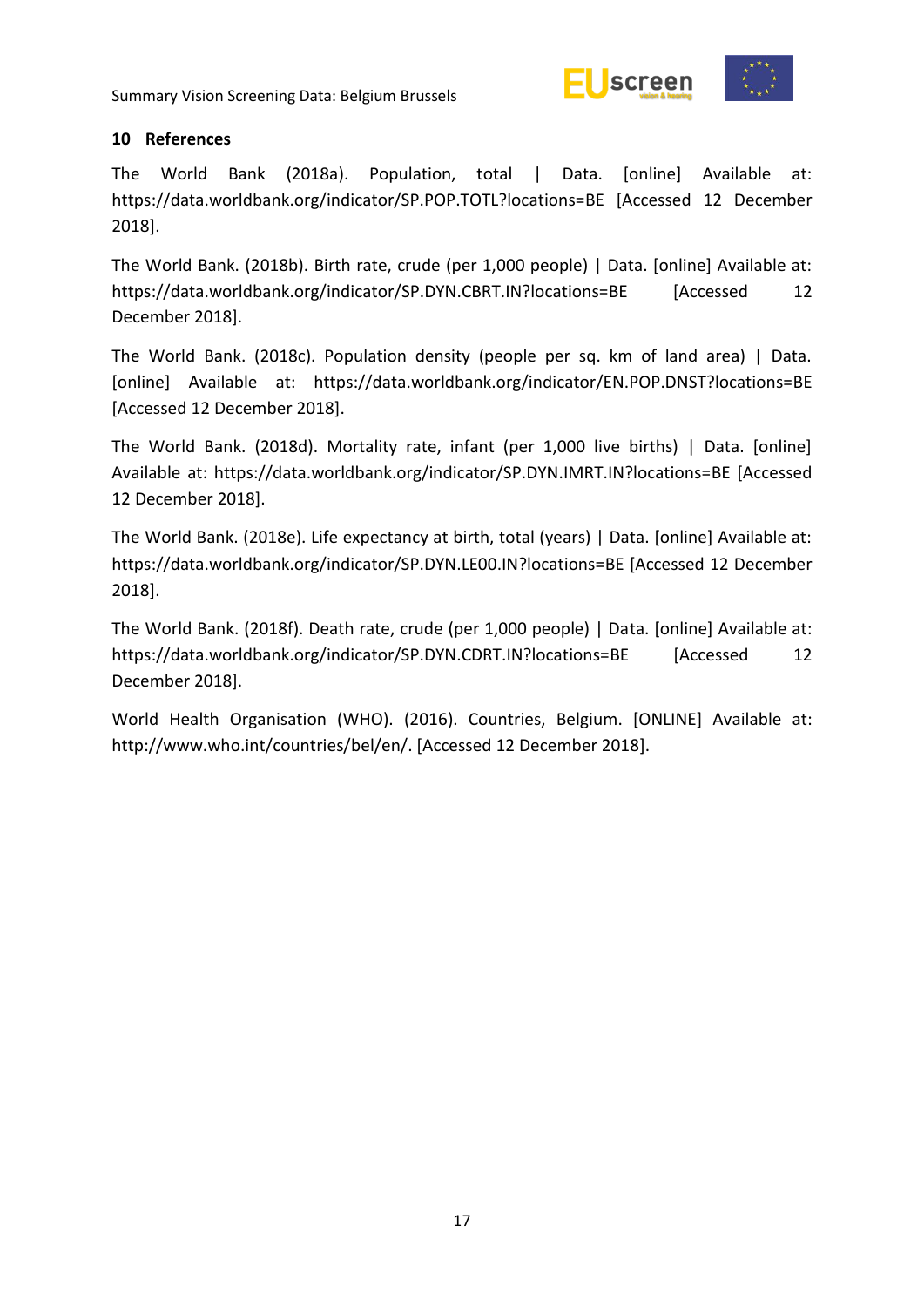## 10 References

The World Bank (2018a). Population, total | Data. [online] Available at: https://data.worldbank.org/indicator/SP.POP.TOTL?locations=BE [Accessed 12 December 2018].

The World Bank. (2018b). Birth rate, crude (per 1,000 people) | Data. [online] Available at: https://data.worldbank.org/indicator/SP.DYN.CBRT.IN?locations=BE [Accessed 12 December 2018].

The World Bank. (2018c). Population density (people per sq. km of land area) | Data. [online] Available at: https://data.worldbank.org/indicator/EN.POP.DNST?locations=BE [Accessed 12 December 2018].

The World Bank. (2018d). Mortality rate, infant (per 1,000 live births) | Data. [online] Available at: https://data.worldbank.org/indicator/SP.DYN.IMRT.IN?locations=BE [Accessed 12 December 2018].

The World Bank. (2018e). Life expectancy at birth, total (years) | Data. [online] Available at: https://data.worldbank.org/indicator/SP.DYN.LE00.IN?locations=BE [Accessed 12 December 2018].

The World Bank. (2018f). Death rate, crude (per 1,000 people) | Data. [online] Available at: https://data.worldbank.org/indicator/SP.DYN.CDRT.IN?locations=BE [Accessed 12 December 2018].

World Health Organisation (WHO). (2016). Countries, Belgium. [ONLINE] Available at: http://www.who.int/countries/bel/en/. [Accessed 12 December 2018].